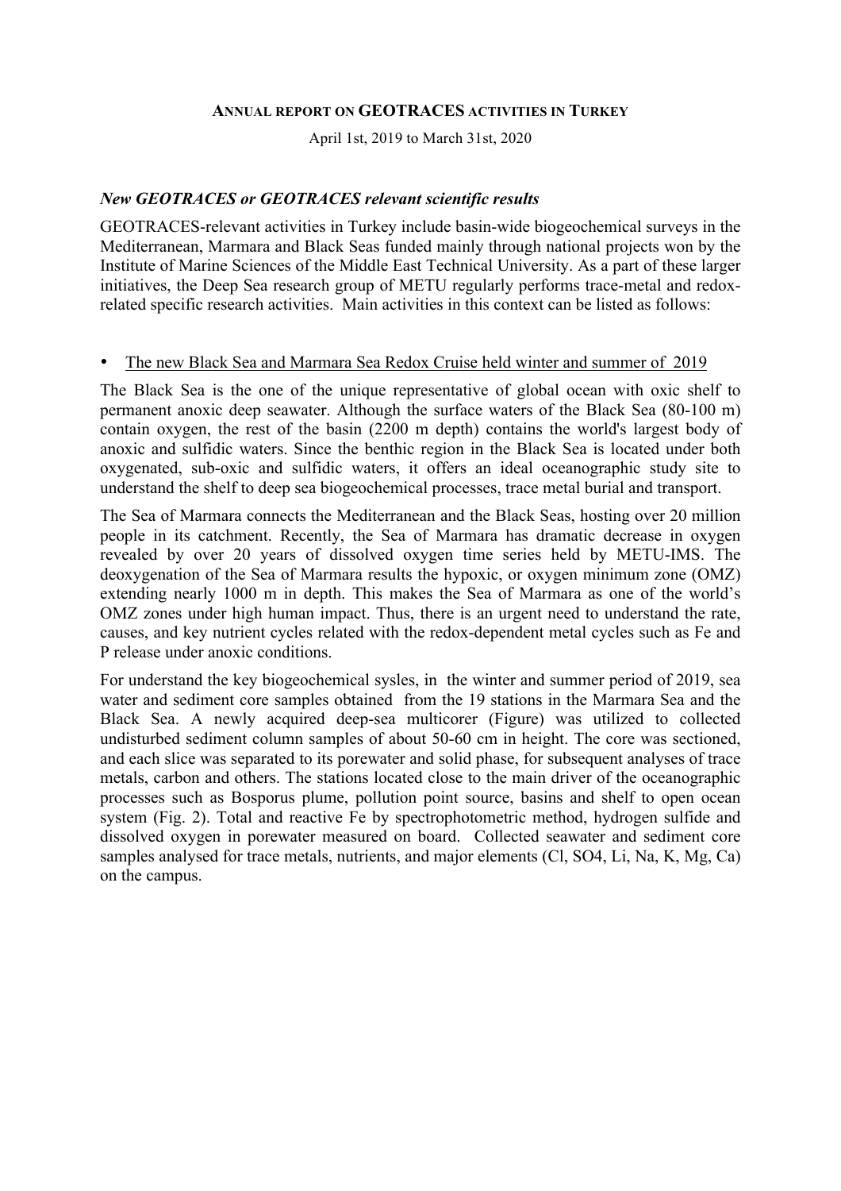# ANNUAL REPORT ON GEOTRACES ACTIVITIES IN TURKEY

April 1st, 2019 to March 31st, 2020

## *New GEOTRACES or GEOTRACES relevant scientific results*

GEOTRACES-relevant activities in Turkey include basin-wide biogeochemical surveys in the Mediterranean, Marmara and Black Seas funded mainly through national projects won by the Institute of Marine Sciences of the Middle East Technical University. As a part of these larger initiatives, the Deep Sea research group of METU regularly performs trace-metal and redox-related specific research activities. Main activities in this context can be listed as follows:

- The new Black Sea and Marmara Sea Redox Cruise held winter and summer of 2019

The Black Sea is the one of the unique representative of global ocean with oxic shelf to permanent anoxic deep seawater. Although the surface waters of the Black Sea (80-100 m) contain oxygen, the rest of the basin (2200 m depth) contains the world's largest body of anoxic and sulfidic waters. Since the benthic region in the Black Sea is located under both oxygenated, sub-oxic and sulfidic waters, it offers an ideal oceanographic study site to understand the shelf to deep sea biogeochemical processes, trace metal burial and transport.

The Sea of Marmara connects the Mediterranean and the Black Seas, hosting over 20 million people in its catchment. Recently, the Sea of Marmara has dramatic decrease in oxygen revealed by over 20 years of dissolved oxygen time series held by METU-IMS. The deoxygenation of the Sea of Marmara results the hypoxic, or oxygen minimum zone (OMZ) extending nearly 1000 m in depth. This makes the Sea of Marmara as one of the world's OMZ zones under high human impact. Thus, there is an urgent need to understand the rate, causes, and key nutrient cycles related with the redox-dependent metal cycles such as Fe and P release under anoxic conditions.

For understand the key biogeochemical sysles, in the winter and summer period of 2019, sea water and sediment core samples obtained from the 19 stations in the Marmara Sea and the Black Sea. A newly acquired deep-sea multicorer (Figure) was utilized to collected undisturbed sediment column samples of about 50-60 cm in height. The core was sectioned, and each slice was separated to its porewater and solid phase, for subsequent analyses of trace metals, carbon and others. The stations located close to the main driver of the oceanographic processes such as Bosporus plume, pollution point source, basins and shelf to open ocean system (Fig. 2). Total and reactive Fe by spectrophotometric method, hydrogen sulfide and dissolved oxygen in porewater measured on board. Collected seawater and sediment core samples analysed for trace metals, nutrients, and major elements (Cl, $SO_4$, Li, Na, K, Mg, Ca) on the campus.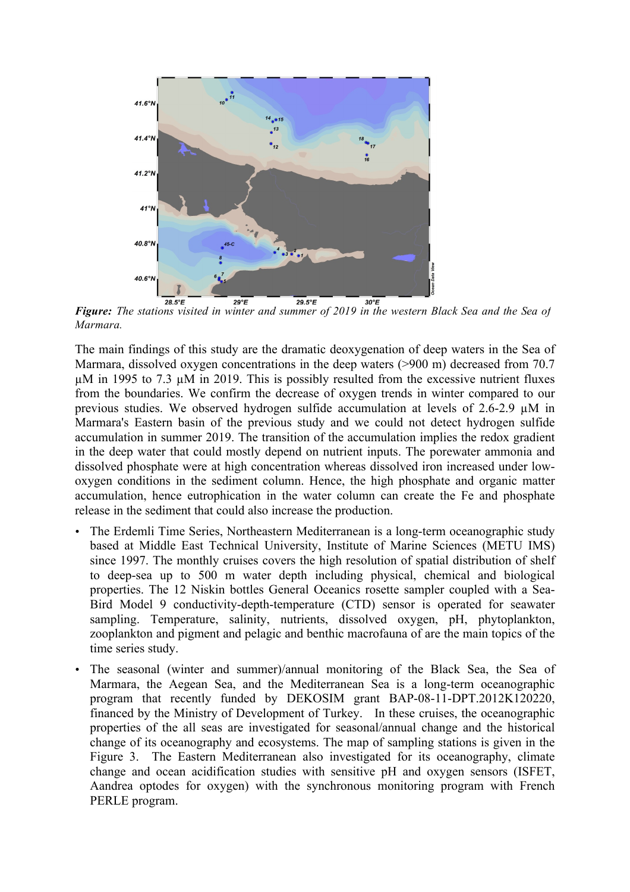*Figure: The stations visited in winter and summer of 2019 in the western Black Sea and the Sea of Marmara.*

The main findings of this study are the dramatic deoxygenation of deep waters in the Sea of Marmara, dissolved oxygen concentrations in the deep waters (>900 m) decreased from 70.7 µM in 1995 to 7.3 µM in 2019. This is possibly resulted from the excessive nutrient fluxes from the boundaries. We confirm the decrease of oxygen trends in winter compared to our previous studies. We observed hydrogen sulfide accumulation at levels of 2.6-2.9 µM in Marmara's Eastern basin of the previous study and we could not detect hydrogen sulfide accumulation in summer 2019. The transition of the accumulation implies the redox gradient in the deep water that could mostly depend on nutrient inputs. The porewater ammonia and dissolved phosphate were at high concentration whereas dissolved iron increased under low-oxygen conditions in the sediment column. Hence, the high phosphate and organic matter accumulation, hence eutrophication in the water column can create the Fe and phosphate release in the sediment that could also increase the production.

- The Erdemli Time Series, Northeastern Mediterranean is a long-term oceanographic study based at Middle East Technical University, Institute of Marine Sciences (METU IMS) since 1997. The monthly cruises covers the high resolution of spatial distribution of shelf to deep-sea up to 500 m water depth including physical, chemical and biological properties. The 12 Niskin bottles General Oceanics rosette sampler coupled with a Sea-Bird Model 9 conductivity-depth-temperature (CTD) sensor is operated for seawater sampling. Temperature, salinity, nutrients, dissolved oxygen, pH, phytoplankton, zooplankton and pigment and pelagic and benthic macrofauna of are the main topics of the time series study.
- The seasonal (winter and summer)/annual monitoring of the Black Sea, the Sea of Marmara, the Aegean Sea, and the Mediterranean Sea is a long-term oceanographic program that recently funded by DEKOSIM grant BAP-08-11-DPT.2012K120220, financed by the Ministry of Development of Turkey. In these cruises, the oceanographic properties of the all seas are investigated for seasonal/annual change and the historical change of its oceanography and ecosystems. The map of sampling stations is given in the Figure 3. The Eastern Mediterranean also investigated for its oceanography, climate change and ocean acidification studies with sensitive pH and oxygen sensors (ISFET, Aandrea optodes for oxygen) with the synchronous monitoring program with French PERLE program.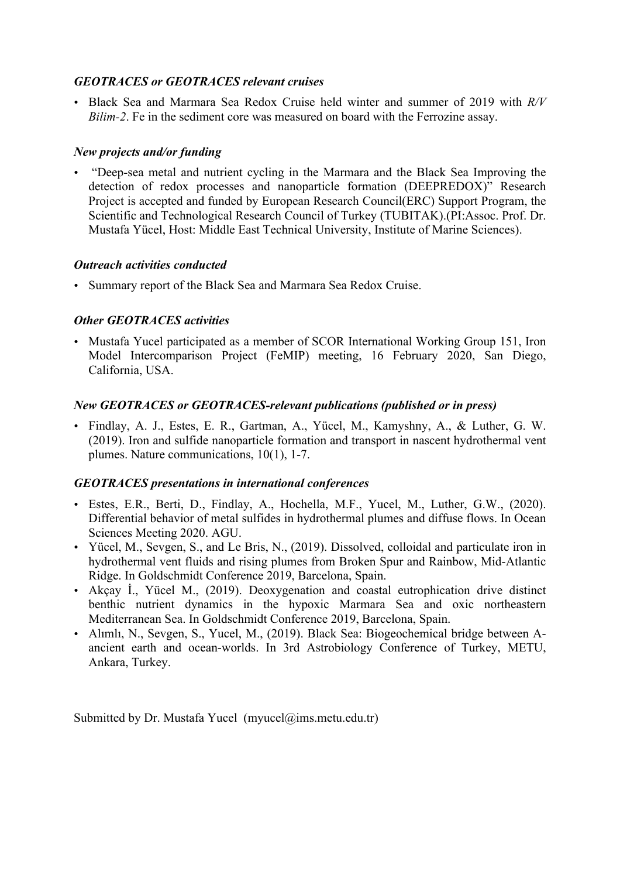### *GEOTRACES or GEOTRACES relevant cruises*

- Black Sea and Marmara Sea Redox Cruise held winter and summer of 2019 with *R/V Bilim-2*. Fe in the sediment core was measured on board with the Ferrozine assay.

### *New projects and/or funding*

- "Deep-sea metal and nutrient cycling in the Marmara and the Black Sea Improving the detection of redox processes and nanoparticle formation (DEEPREDOX)" Research Project is accepted and funded by European Research Council(ERC) Support Program, the Scientific and Technological Research Council of Turkey (TUBITAK).(PI:Assoc. Prof. Dr. Mustafa Yücel, Host: Middle East Technical University, Institute of Marine Sciences).

### *Outreach activities conducted*

- Summary report of the Black Sea and Marmara Sea Redox Cruise.

### *Other GEOTRACES activities*

- Mustafa Yucel participated as a member of SCOR International Working Group 151, Iron Model Intercomparison Project (FeMIP) meeting, 16 February 2020, San Diego, California, USA.

### *New GEOTRACES or GEOTRACES-relevant publications (published or in press)*

- Findlay, A. J., Estes, E. R., Gartman, A., Yücel, M., Kamyshny, A., & Luther, G. W. (2019). Iron and sulfide nanoparticle formation and transport in nascent hydrothermal vent plumes. Nature communications, 10(1), 1-7.

### *GEOTRACES presentations in international conferences*

- Estes, E.R., Berti, D., Findlay, A., Hochella, M.F., Yucel, M., Luther, G.W., (2020). Differential behavior of metal sulfides in hydrothermal plumes and diffuse flows. In Ocean Sciences Meeting 2020. AGU.
- Yücel, M., Sevgen, S., and Le Bris, N., (2019). Dissolved, colloidal and particulate iron in hydrothermal vent fluids and rising plumes from Broken Spur and Rainbow, Mid-Atlantic Ridge. In Goldschmidt Conference 2019, Barcelona, Spain.
- Akçay İ., Yücel M., (2019). Deoxygenation and coastal eutrophication drive distinct benthic nutrient dynamics in the hypoxic Marmara Sea and oxic northeastern Mediterranean Sea. In Goldschmidt Conference 2019, Barcelona, Spain.
- Alımlı, N., Sevgen, S., Yucel, M., (2019). Black Sea: Biogeochemical bridge between A-ancient earth and ocean-worlds. In 3rd Astrobiology Conference of Turkey, METU, Ankara, Turkey.

Submitted by Dr. Mustafa Yucel (myucel@ims.metu.edu.tr)